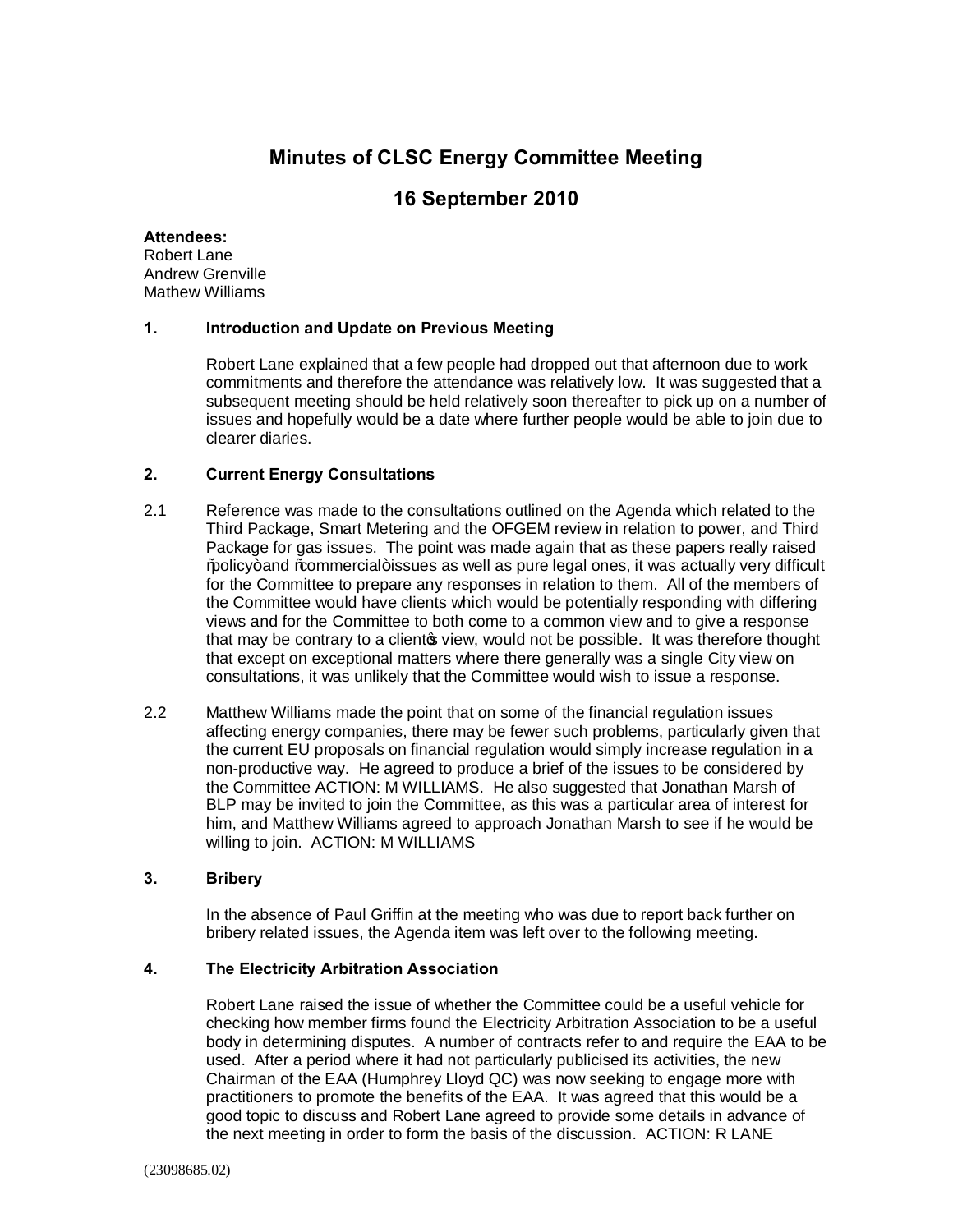# Minutes of CLSC Energy Committee Meeting

## 16 September 2010

**Attendees:**
Robert Lane
Andrew Grenville
Mathew Williams

**1. Introduction and Update on Previous Meeting**

Robert Lane explained that a few people had dropped out that afternoon due to work commitments and therefore the attendance was relatively low. It was suggested that a subsequent meeting should be held relatively soon thereafter to pick up on a number of issues and hopefully would be a date where further people would be able to join due to clearer diaries.

**2. Current Energy Consultations**

2.1 Reference was made to the consultations outlined on the Agenda which related to the Third Package, Smart Metering and the OFGEM review in relation to power, and Third Package for gas issues. The point was made again that as these papers really raised "policy" and "commercial" issues as well as pure legal ones, it was actually very difficult for the Committee to prepare any responses in relation to them. All of the members of the Committee would have clients which would be potentially responding with differing views and for the Committee to both come to a common view and to give a response that may be contrary to a client's view, would not be possible. It was therefore thought that except on exceptional matters where there generally was a single City view on consultations, it was unlikely that the Committee would wish to issue a response.

2.2 Matthew Williams made the point that on some of the financial regulation issues affecting energy companies, there may be fewer such problems, particularly given that the current EU proposals on financial regulation would simply increase regulation in a non-productive way. He agreed to produce a brief of the issues to be considered by the Committee ACTION: M WILLIAMS. He also suggested that Jonathan Marsh of BLP may be invited to join the Committee, as this was a particular area of interest for him, and Matthew Williams agreed to approach Jonathan Marsh to see if he would be willing to join. ACTION: M WILLIAMS

**3. Bribery**

In the absence of Paul Griffin at the meeting who was due to report back further on bribery related issues, the Agenda item was left over to the following meeting.

**4. The Electricity Arbitration Association**

Robert Lane raised the issue of whether the Committee could be a useful vehicle for checking how member firms found the Electricity Arbitration Association to be a useful body in determining disputes. A number of contracts refer to and require the EAA to be used. After a period where it had not particularly publicised its activities, the new Chairman of the EAA (Humphrey Lloyd QC) was now seeking to engage more with practitioners to promote the benefits of the EAA. It was agreed that this would be a good topic to discuss and Robert Lane agreed to provide some details in advance of the next meeting in order to form the basis of the discussion. ACTION: R LANE

(23098685.02)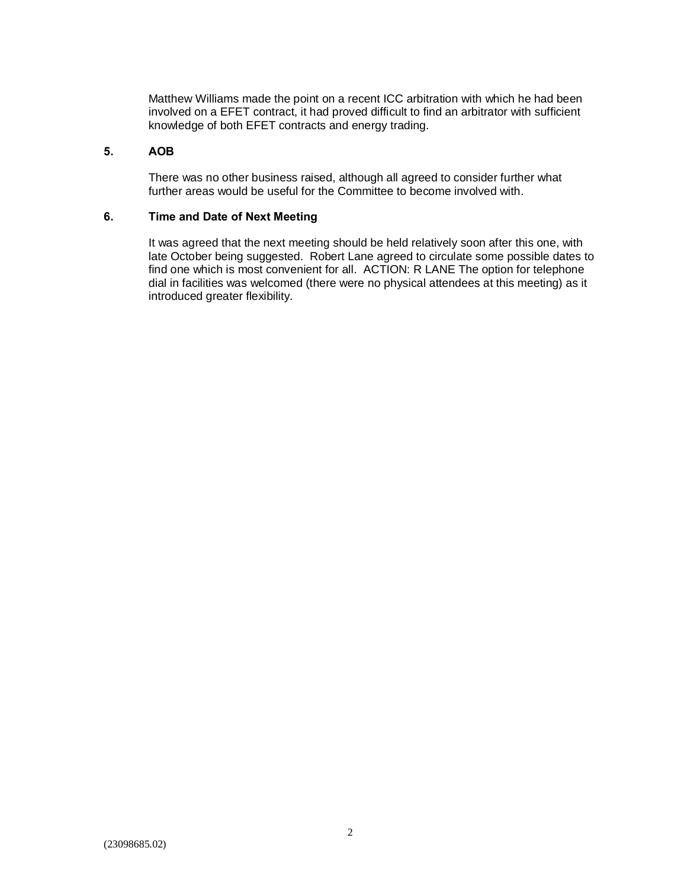Matthew Williams made the point on a recent ICC arbitration with which he had been involved on a EFET contract, it had proved difficult to find an arbitrator with sufficient knowledge of both EFET contracts and energy trading.

**5. AOB**

There was no other business raised, although all agreed to consider further what further areas would be useful for the Committee to become involved with.

**6. Time and Date of Next Meeting**

It was agreed that the next meeting should be held relatively soon after this one, with late October being suggested. Robert Lane agreed to circulate some possible dates to find one which is most convenient for all. ACTION: R LANE The option for telephone dial in facilities was welcomed (there were no physical attendees at this meeting) as it introduced greater flexibility.

(23098685.02)